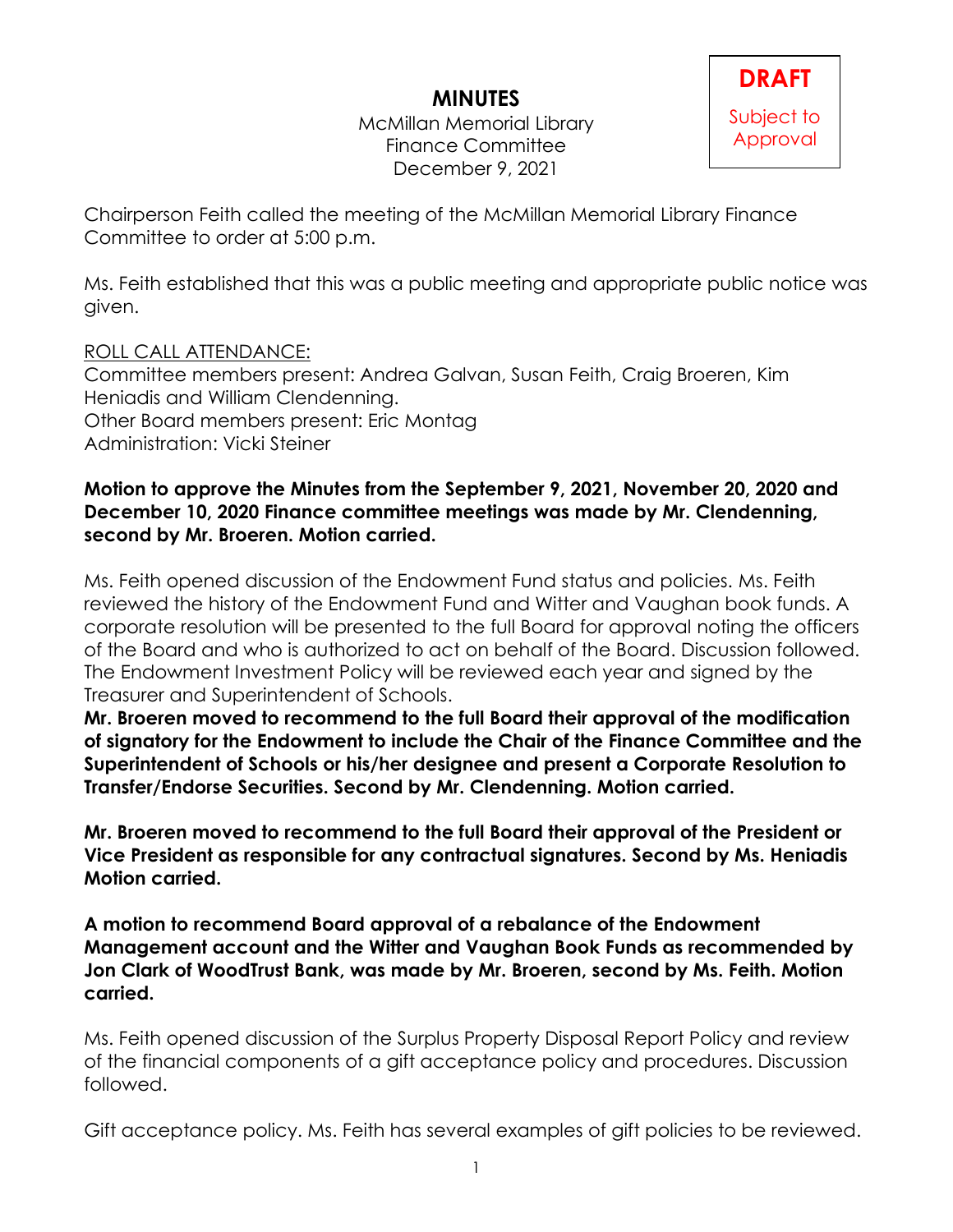# MINUTES

McMillan Memorial Library
Finance Committee
December 9, 2021

**DRAFT**
Subject to Approval

Chairperson Feith called the meeting of the McMillan Memorial Library Finance Committee to order at 5:00 p.m.

Ms. Feith established that this was a public meeting and appropriate public notice was given.

ROLL CALL ATTENDANCE:
Committee members present: Andrea Galvan, Susan Feith, Craig Broeren, Kim Heniadis and William Clendenning.
Other Board members present: Eric Montag
Administration: Vicki Steiner

**Motion to approve the Minutes from the September 9, 2021, November 20, 2020 and December 10, 2020 Finance committee meetings was made by Mr. Clendenning, second by Mr. Broeren. Motion carried.**

Ms. Feith opened discussion of the Endowment Fund status and policies. Ms. Feith reviewed the history of the Endowment Fund and Witter and Vaughan book funds. A corporate resolution will be presented to the full Board for approval noting the officers of the Board and who is authorized to act on behalf of the Board. Discussion followed. The Endowment Investment Policy will be reviewed each year and signed by the Treasurer and Superintendent of Schools.
**Mr. Broeren moved to recommend to the full Board their approval of the modification of signatory for the Endowment to include the Chair of the Finance Committee and the Superintendent of Schools or his/her designee and present a Corporate Resolution to Transfer/Endorse Securities. Second by Mr. Clendenning. Motion carried.**

**Mr. Broeren moved to recommend to the full Board their approval of the President or Vice President as responsible for any contractual signatures. Second by Ms. Heniadis Motion carried.**

**A motion to recommend Board approval of a rebalance of the Endowment Management account and the Witter and Vaughan Book Funds as recommended by Jon Clark of WoodTrust Bank, was made by Mr. Broeren, second by Ms. Feith. Motion carried.**

Ms. Feith opened discussion of the Surplus Property Disposal Report Policy and review of the financial components of a gift acceptance policy and procedures. Discussion followed.

Gift acceptance policy. Ms. Feith has several examples of gift policies to be reviewed.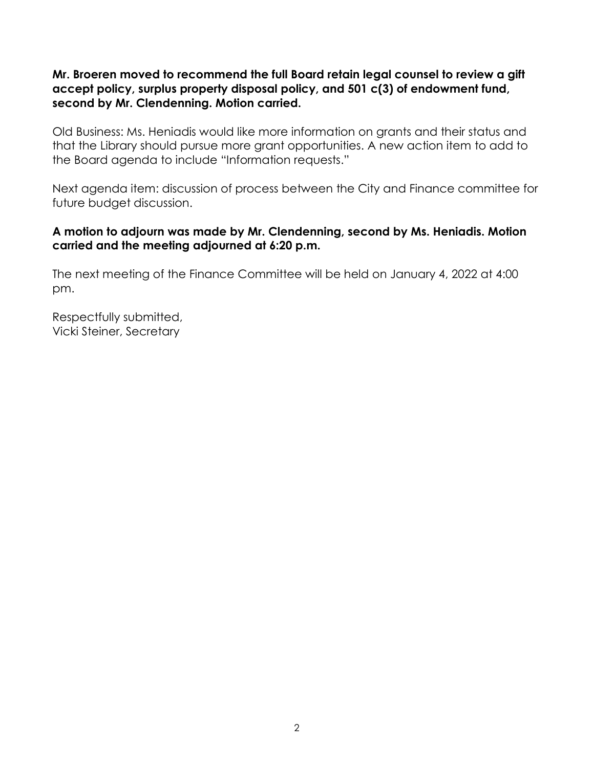**Mr. Broeren moved to recommend the full Board retain legal counsel to review a gift accept policy, surplus property disposal policy, and 501 c(3) of endowment fund, second by Mr. Clendenning. Motion carried.**

Old Business: Ms. Heniadis would like more information on grants and their status and that the Library should pursue more grant opportunities. A new action item to add to the Board agenda to include "Information requests."

Next agenda item: discussion of process between the City and Finance committee for future budget discussion.

**A motion to adjourn was made by Mr. Clendenning, second by Ms. Heniadis. Motion carried and the meeting adjourned at 6:20 p.m.**

The next meeting of the Finance Committee will be held on January 4, 2022 at 4:00 pm.

Respectfully submitted,
Vicki Steiner, Secretary